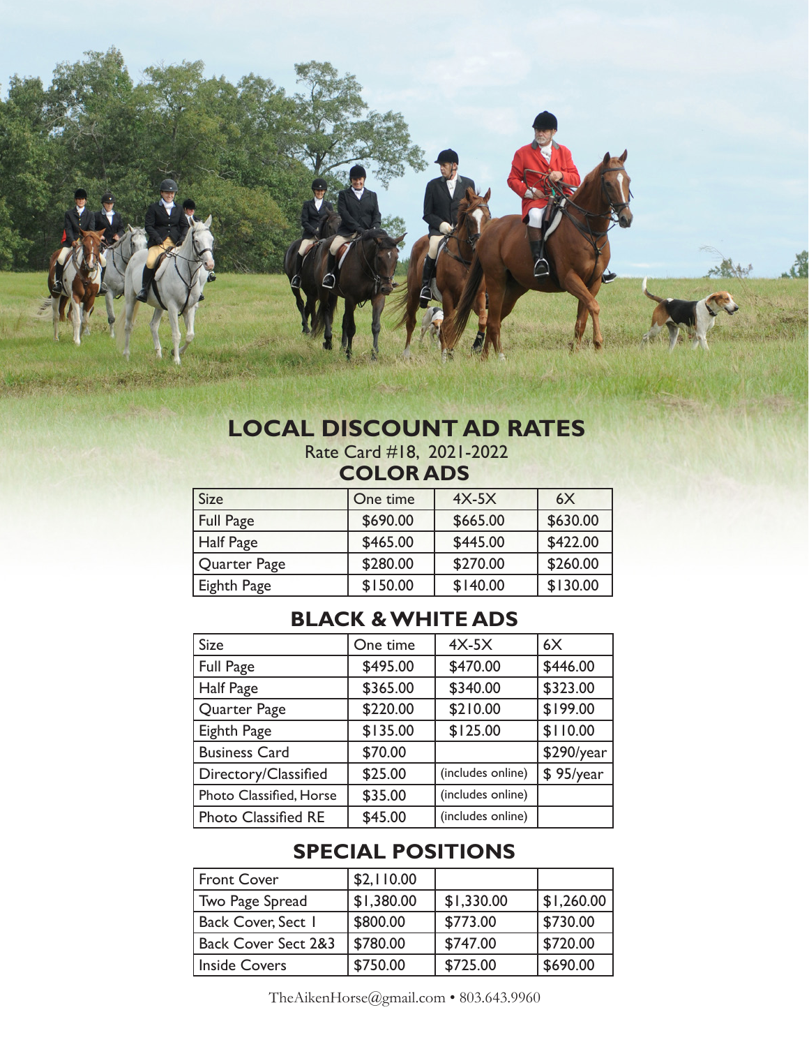# LOCAL DISCOUNT AD RATES

Rate Card #18, 2021-2022

## COLOR ADS

| Size | One time | 4X-5X | 6X |
|---|---|---|---|
| Full Page | $690.00 | $665.00 | $630.00 |
| Half Page | $465.00 | $445.00 | $422.00 |
| Quarter Page | $280.00 | $270.00 | $260.00 |
| Eighth Page | $150.00 | $140.00 | $130.00 |

## BLACK & WHITE ADS

| Size | One time | 4X-5X | 6X |
|---|---|---|---|
| Full Page | $495.00 | $470.00 | $446.00 |
| Half Page | $365.00 | $340.00 | $323.00 |
| Quarter Page | $220.00 | $210.00 | $199.00 |
| Eighth Page | $135.00 | $125.00 | $110.00 |
| Business Card | $70.00 | | $290/year |
| Directory/Classified | $25.00 | (includes online) | $ 95/year |
| Photo Classified, Horse | $35.00 | (includes online) | |
| Photo Classified RE | $45.00 | (includes online) | |

## SPECIAL POSITIONS

| | | | |
|---|---|---|---|
| Front Cover | $2,110.00 | | |
| Two Page Spread | $1,380.00 | $1,330.00 | $1,260.00 |
| Back Cover, Sect 1 | $800.00 | $773.00 | $730.00 |
| Back Cover Sect 2&3 | $780.00 | $747.00 | $720.00 |
| Inside Covers | $750.00 | $725.00 | $690.00 |

TheAikenHorse@gmail.com • 803.643.9960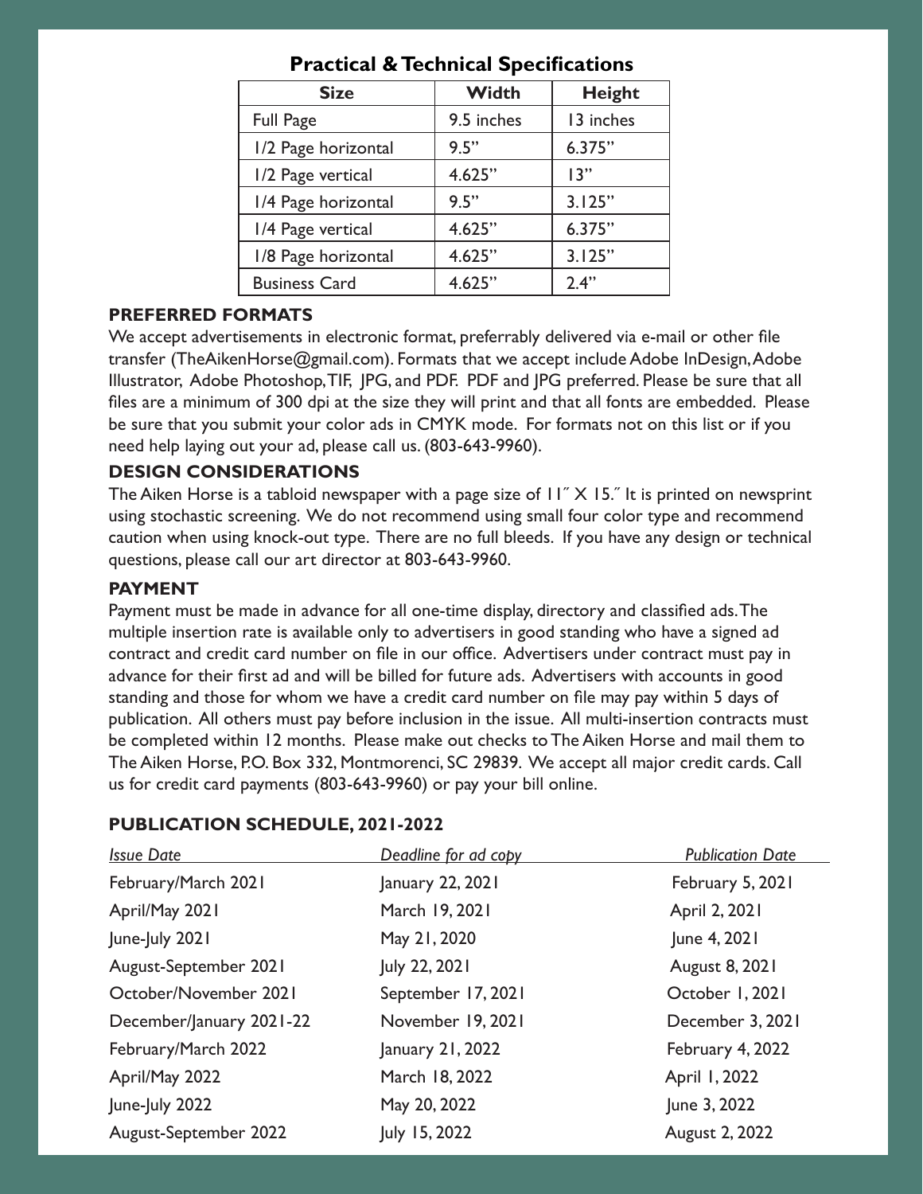## Practical & Technical Specifications

| Size | Width | Height |
|---|---|---|
| Full Page | 9.5 inches | 13 inches |
| 1/2 Page horizontal | 9.5" | 6.375" |
| 1/2 Page vertical | 4.625" | 13" |
| 1/4 Page horizontal | 9.5" | 3.125" |
| 1/4 Page vertical | 4.625" | 6.375" |
| 1/8 Page horizontal | 4.625" | 3.125" |
| Business Card | 4.625" | 2.4" |

### PREFERRED FORMATS

We accept advertisements in electronic format, preferrably delivered via e-mail or other file transfer (TheAikenHorse@gmail.com). Formats that we accept include Adobe InDesign, Adobe Illustrator, Adobe Photoshop, TIF, JPG, and PDF. PDF and JPG preferred. Please be sure that all files are a minimum of 300 dpi at the size they will print and that all fonts are embedded. Please be sure that you submit your color ads in CMYK mode. For formats not on this list or if you need help laying out your ad, please call us. (803-643-9960).

### DESIGN CONSIDERATIONS

The Aiken Horse is a tabloid newspaper with a page size of 11˝ X 15.˝ It is printed on newsprint using stochastic screening. We do not recommend using small four color type and recommend caution when using knock-out type. There are no full bleeds. If you have any design or technical questions, please call our art director at 803-643-9960.

### PAYMENT

Payment must be made in advance for all one-time display, directory and classified ads. The multiple insertion rate is available only to advertisers in good standing who have a signed ad contract and credit card number on file in our office. Advertisers under contract must pay in advance for their first ad and will be billed for future ads. Advertisers with accounts in good standing and those for whom we have a credit card number on file may pay within 5 days of publication. All others must pay before inclusion in the issue. All multi-insertion contracts must be completed within 12 months. Please make out checks to The Aiken Horse and mail them to The Aiken Horse, P.O. Box 332, Montmorenci, SC 29839. We accept all major credit cards. Call us for credit card payments (803-643-9960) or pay your bill online.

### PUBLICATION SCHEDULE, 2021-2022

| *Issue Date* | *Deadline for ad copy* | *Publication Date* |
|---|---|---|
| February/March 2021 | January 22, 2021 | February 5, 2021 |
| April/May 2021 | March 19, 2021 | April 2, 2021 |
| June-July 2021 | May 21, 2020 | June 4, 2021 |
| August-September 2021 | July 22, 2021 | August 8, 2021 |
| October/November 2021 | September 17, 2021 | October 1, 2021 |
| December/January 2021-22 | November 19, 2021 | December 3, 2021 |
| February/March 2022 | January 21, 2022 | February 4, 2022 |
| April/May 2022 | March 18, 2022 | April 1, 2022 |
| June-July 2022 | May 20, 2022 | June 3, 2022 |
| August-September 2022 | July 15, 2022 | August 2, 2022 |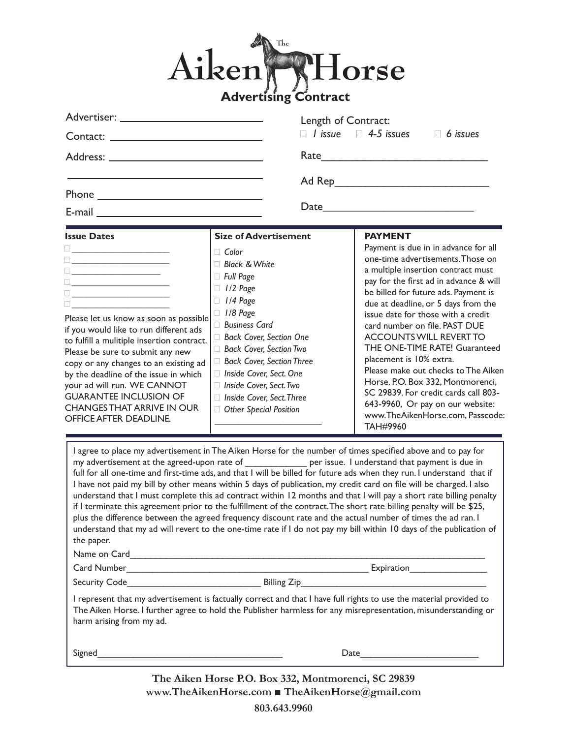# The Aiken Horse

## Advertising Contract

Advertiser: ______________________

Contact: ______________________

Address: ______________________

______________________

Phone ______________________

E-mail ______________________

Length of Contract:
☐ *1 issue* ☐ *4-5 issues* ☐ *6 issues*

Rate______________________

Ad Rep______________________

Date______________________

**Issue Dates**

☐ ____________________
☐ ____________________
☐ ____________________
☐ ____________________
☐ ____________________
☐ ____________________

Please let us know as soon as possible if you would like to run different ads to fulfill a mulitiple insertion contract. Please be sure to submit any new copy or any changes to an existing ad by the deadline of the issue in which your ad will run. WE CANNOT GUARANTEE INCLUSION OF CHANGES THAT ARRIVE IN OUR OFFICE AFTER DEADLINE.

**Size of Advertisement**

☐ *Color*
☐ *Black & White*
☐ *Full Page*
☐ *1/2 Page*
☐ *1/4 Page*
☐ *1/8 Page*
☐ *Business Card*
☐ *Back Cover, Section One*
☐ *Back Cover, Section Two*
☐ *Back Cover, Section Three*
☐ *Inside Cover, Sect. One*
☐ *Inside Cover, Sect. Two*
☐ *Inside Cover, Sect. Three*
☐ *Other Special Position*

____________________

**PAYMENT**

Payment is due in in advance for all one-time advertisements. Those on a multiple insertion contract must pay for the first ad in advance & will be billed for future ads. Payment is due at deadline, or 5 days from the issue date for those with a credit card number on file. PAST DUE ACCOUNTS WILL REVERT TO THE ONE-TIME RATE! Guaranteed placement is 10% extra.
Please make out checks to The Aiken Horse. P.O. Box 332, Montmorenci, SC 29839. For credit cards call 803-643-9960, Or pay on our website: www.TheAikenHorse.com, Passcode: TAH#9960

I agree to place my advertisement in The Aiken Horse for the number of times specified above and to pay for my advertisement at the agreed-upon rate of ____________ per issue. I understand that payment is due in full for all one-time and first-time ads, and that I will be billed for future ads when they run. I understand that if I have not paid my bill by other means within 5 days of publication, my credit card on file will be charged. I also understand that I must complete this ad contract within 12 months and that I will pay a short rate billing penalty if I terminate this agreement prior to the fulfillment of the contract. The short rate billing penalty will be $25, plus the difference between the agreed frequency discount rate and the actual number of times the ad ran. I understand that my ad will revert to the one-time rate if I do not pay my bill within 10 days of the publication of the paper.

Name on Card______________________________________________

Card Number______________________________ Expiration______________

Security Code______________________ Billing Zip______________________

I represent that my advertisement is factually correct and that I have full rights to use the material provided to The Aiken Horse. I further agree to hold the Publisher harmless for any misrepresentation, misunderstanding or harm arising from my ad.

Signed______________________________ Date______________________

**The Aiken Horse P.O. Box 332, Montmorenci, SC 29839**
**www.TheAikenHorse.com ■ TheAikenHorse@gmail.com**
**803.643.9960**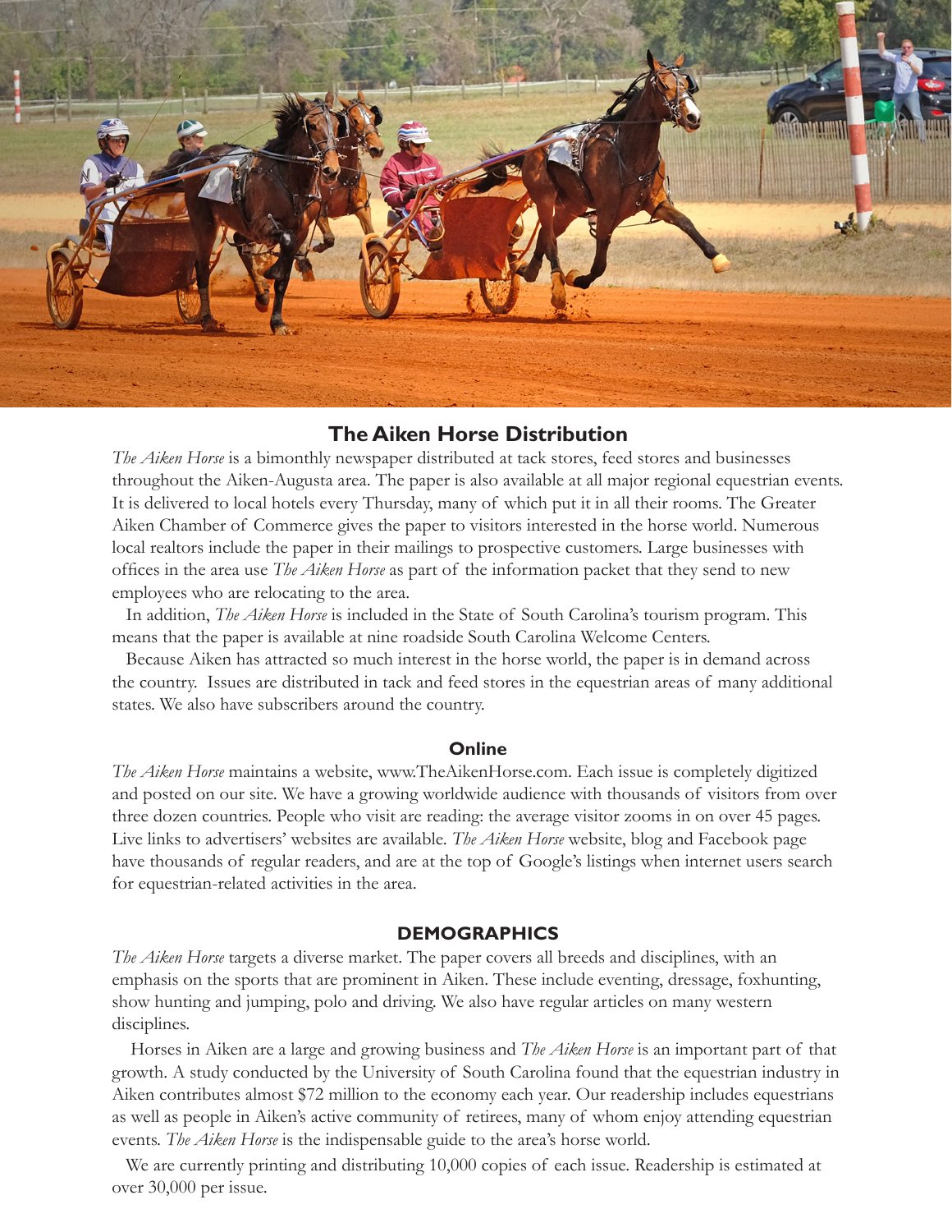## The Aiken Horse Distribution

*The Aiken Horse* is a bimonthly newspaper distributed at tack stores, feed stores and businesses throughout the Aiken-Augusta area. The paper is also available at all major regional equestrian events. It is delivered to local hotels every Thursday, many of which put it in all their rooms. The Greater Aiken Chamber of Commerce gives the paper to visitors interested in the horse world. Numerous local realtors include the paper in their mailings to prospective customers. Large businesses with offices in the area use *The Aiken Horse* as part of the information packet that they send to new employees who are relocating to the area.

In addition, *The Aiken Horse* is included in the State of South Carolina's tourism program. This means that the paper is available at nine roadside South Carolina Welcome Centers.

Because Aiken has attracted so much interest in the horse world, the paper is in demand across the country. Issues are distributed in tack and feed stores in the equestrian areas of many additional states. We also have subscribers around the country.

### Online

*The Aiken Horse* maintains a website, www.TheAikenHorse.com. Each issue is completely digitized and posted on our site. We have a growing worldwide audience with thousands of visitors from over three dozen countries. People who visit are reading: the average visitor zooms in on over 45 pages. Live links to advertisers' websites are available. *The Aiken Horse* website, blog and Facebook page have thousands of regular readers, and are at the top of Google's listings when internet users search for equestrian-related activities in the area.

### DEMOGRAPHICS

*The Aiken Horse* targets a diverse market. The paper covers all breeds and disciplines, with an emphasis on the sports that are prominent in Aiken. These include eventing, dressage, foxhunting, show hunting and jumping, polo and driving. We also have regular articles on many western disciplines.

Horses in Aiken are a large and growing business and *The Aiken Horse* is an important part of that growth. A study conducted by the University of South Carolina found that the equestrian industry in Aiken contributes almost $72 million to the economy each year. Our readership includes equestrians as well as people in Aiken's active community of retirees, many of whom enjoy attending equestrian events. *The Aiken Horse* is the indispensable guide to the area's horse world.

We are currently printing and distributing 10,000 copies of each issue. Readership is estimated at over 30,000 per issue.